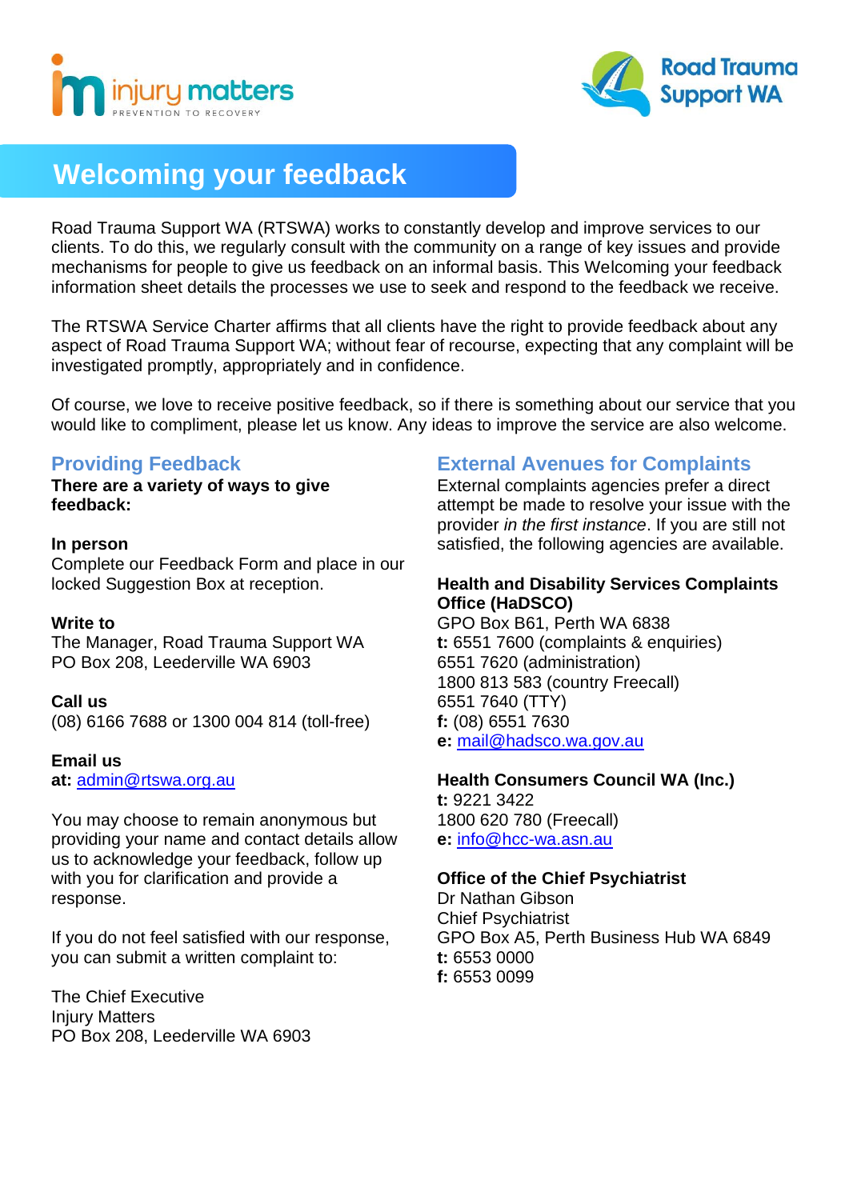# Welcoming your feedback

Road Trauma Support WA (RTSWA) works to constantly develop and improve services to our clients. To do this, we regularly consult with the community on a range of key issues and provide mechanisms for people to give us feedback on an informal basis. This Welcoming your feedback information sheet details the processes we use to seek and respond to the feedback we receive.

The RTSWA Service Charter affirms that all clients have the right to provide feedback about any aspect of Road Trauma Support WA; without fear of recourse, expecting that any complaint will be investigated promptly, appropriately and in confidence.

Of course, we love to receive positive feedback, so if there is something about our service that you would like to compliment, please let us know. Any ideas to improve the service are also welcome.

## Providing Feedback

**There are a variety of ways to give feedback:**

**In person**
Complete our Feedback Form and place in our locked Suggestion Box at reception.

**Write to**
The Manager, Road Trauma Support WA
PO Box 208, Leederville WA 6903

**Call us**
(08) 6166 7688 or 1300 004 814 (toll-free)

**Email us**
**at:** admin@rtswa.org.au

You may choose to remain anonymous but providing your name and contact details allow us to acknowledge your feedback, follow up with you for clarification and provide a response.

If you do not feel satisfied with our response, you can submit a written complaint to:

The Chief Executive
Injury Matters
PO Box 208, Leederville WA 6903

## External Avenues for Complaints

External complaints agencies prefer a direct attempt be made to resolve your issue with the provider *in the first instance*. If you are still not satisfied, the following agencies are available.

**Health and Disability Services Complaints Office (HaDSCO)**
GPO Box B61, Perth WA 6838
**t:** 6551 7600 (complaints & enquiries)
6551 7620 (administration)
1800 813 583 (country Freecall)
6551 7640 (TTY)
**f:** (08) 6551 7630
**e:** mail@hadsco.wa.gov.au

**Health Consumers Council WA (Inc.)**
**t:** 9221 3422
1800 620 780 (Freecall)
**e:** info@hcc-wa.asn.au

**Office of the Chief Psychiatrist**
Dr Nathan Gibson
Chief Psychiatrist
GPO Box A5, Perth Business Hub WA 6849
**t:** 6553 0000
**f:** 6553 0099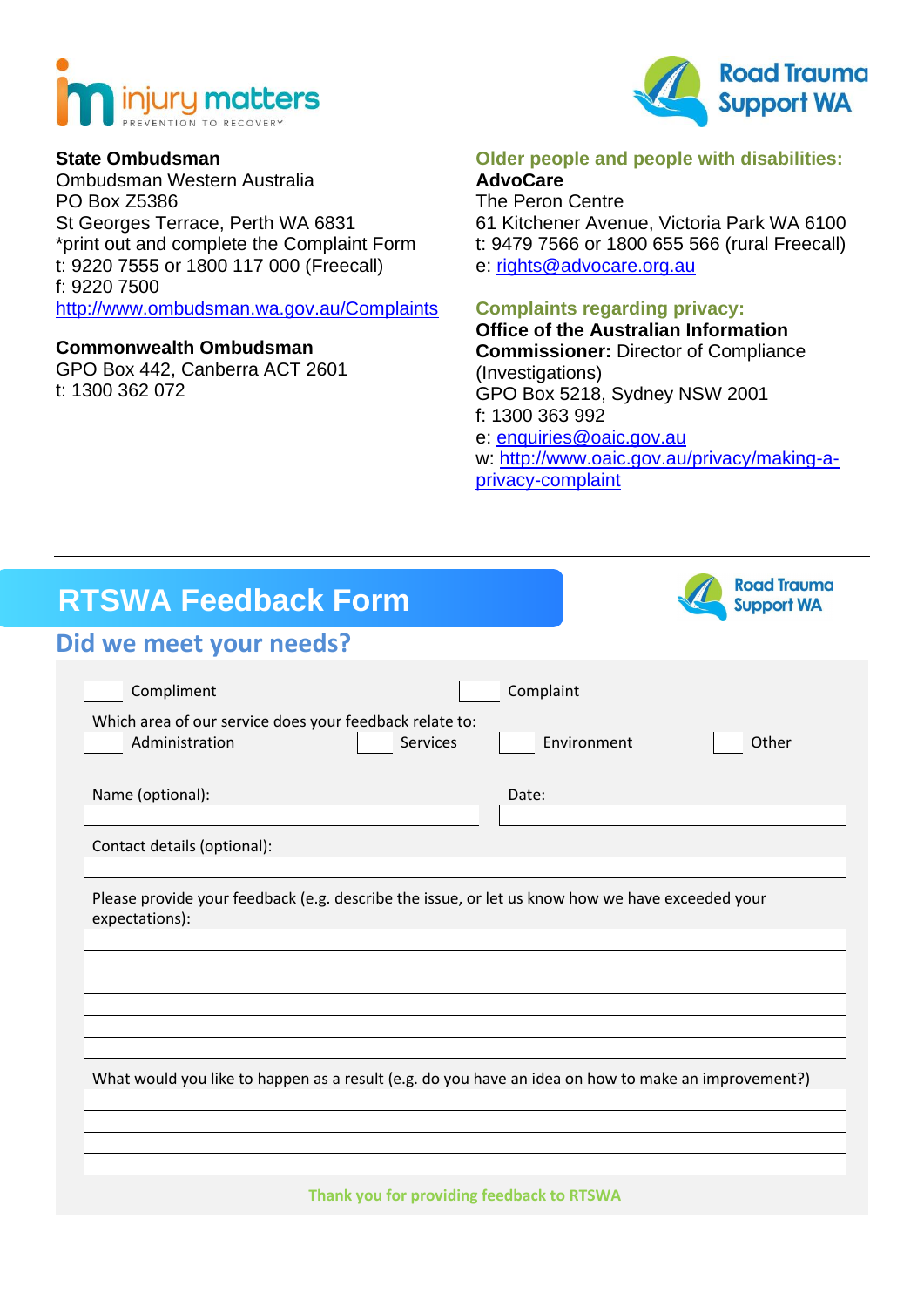**State Ombudsman**
Ombudsman Western Australia
PO Box Z5386
St Georges Terrace, Perth WA 6831
*print out and complete the Complaint Form
t: 9220 7555 or 1800 117 000 (Freecall)
f: 9220 7500
http://www.ombudsman.wa.gov.au/Complaints

**Commonwealth Ombudsman**
GPO Box 442, Canberra ACT 2601
t: 1300 362 072

**Older people and people with disabilities:**
**AdvoCare**
The Peron Centre
61 Kitchener Avenue, Victoria Park WA 6100
t: 9479 7566 or 1800 655 566 (rural Freecall)
e: rights@advocare.org.au

**Complaints regarding privacy:**
**Office of the Australian Information Commissioner:** Director of Compliance (Investigations)
GPO Box 5218, Sydney NSW 2001
f: 1300 363 992
e: enquiries@oaic.gov.au
w: http://www.oaic.gov.au/privacy/making-a-privacy-complaint

---

# RTSWA Feedback Form

## Did we meet your needs?

☐ Compliment ☐ Complaint

Which area of our service does your feedback relate to:
☐ Administration ☐ Services ☐ Environment ☐ Other

Name (optional): ____________________ Date: ____________________

Contact details (optional): ____________________

Please provide your feedback (e.g. describe the issue, or let us know how we have exceeded your expectations):

____________________
____________________
____________________
____________________
____________________

What would you like to happen as a result (e.g. do you have an idea on how to make an improvement?)

____________________
____________________
____________________
____________________

Thank you for providing feedback to RTSWA